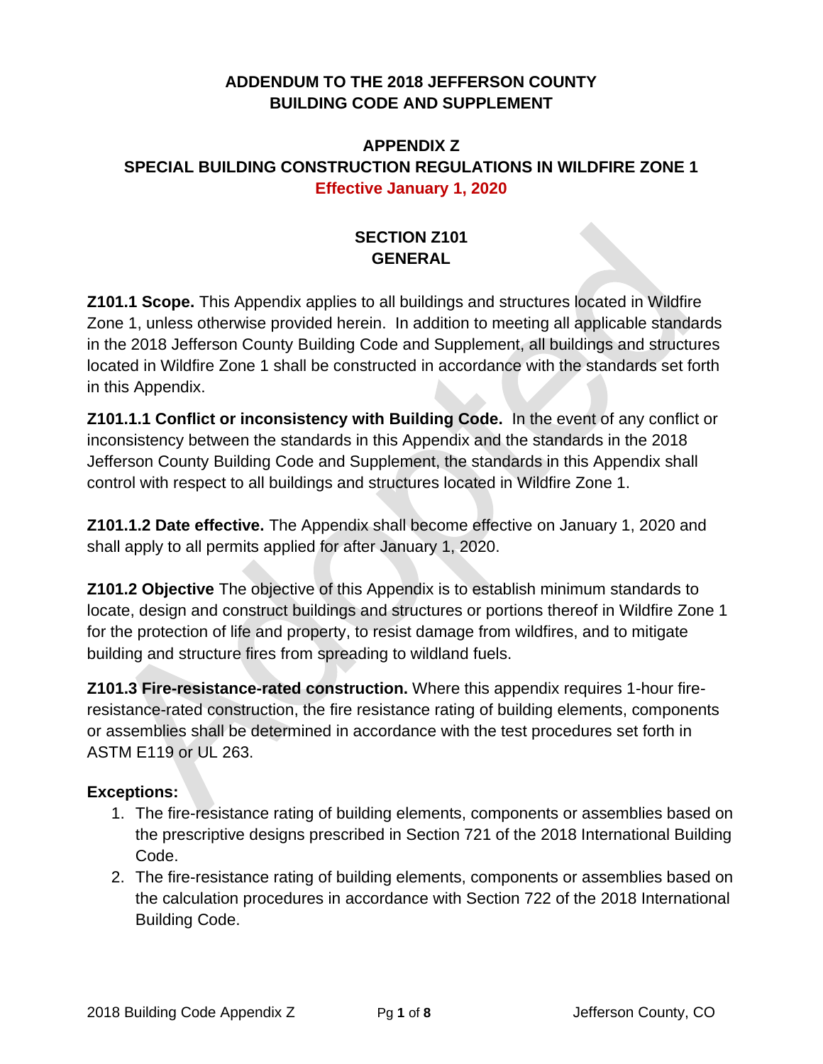# ADDENDUM TO THE 2018 JEFFERSON COUNTY BUILDING CODE AND SUPPLEMENT

## APPENDIX Z
## SPECIAL BUILDING CONSTRUCTION REGULATIONS IN WILDFIRE ZONE 1

**Effective January 1, 2020**

### SECTION Z101
### GENERAL

**Z101.1 Scope.** This Appendix applies to all buildings and structures located in Wildfire Zone 1, unless otherwise provided herein. In addition to meeting all applicable standards in the 2018 Jefferson County Building Code and Supplement, all buildings and structures located in Wildfire Zone 1 shall be constructed in accordance with the standards set forth in this Appendix.

**Z101.1.1 Conflict or inconsistency with Building Code.** In the event of any conflict or inconsistency between the standards in this Appendix and the standards in the 2018 Jefferson County Building Code and Supplement, the standards in this Appendix shall control with respect to all buildings and structures located in Wildfire Zone 1.

**Z101.1.2 Date effective.** The Appendix shall become effective on January 1, 2020 and shall apply to all permits applied for after January 1, 2020.

**Z101.2 Objective** The objective of this Appendix is to establish minimum standards to locate, design and construct buildings and structures or portions thereof in Wildfire Zone 1 for the protection of life and property, to resist damage from wildfires, and to mitigate building and structure fires from spreading to wildland fuels.

**Z101.3 Fire-resistance-rated construction.** Where this appendix requires 1-hour fire-resistance-rated construction, the fire resistance rating of building elements, components or assemblies shall be determined in accordance with the test procedures set forth in ASTM E119 or UL 263.

**Exceptions:**

1. The fire-resistance rating of building elements, components or assemblies based on the prescriptive designs prescribed in Section 721 of the 2018 International Building Code.
2. The fire-resistance rating of building elements, components or assemblies based on the calculation procedures in accordance with Section 722 of the 2018 International Building Code.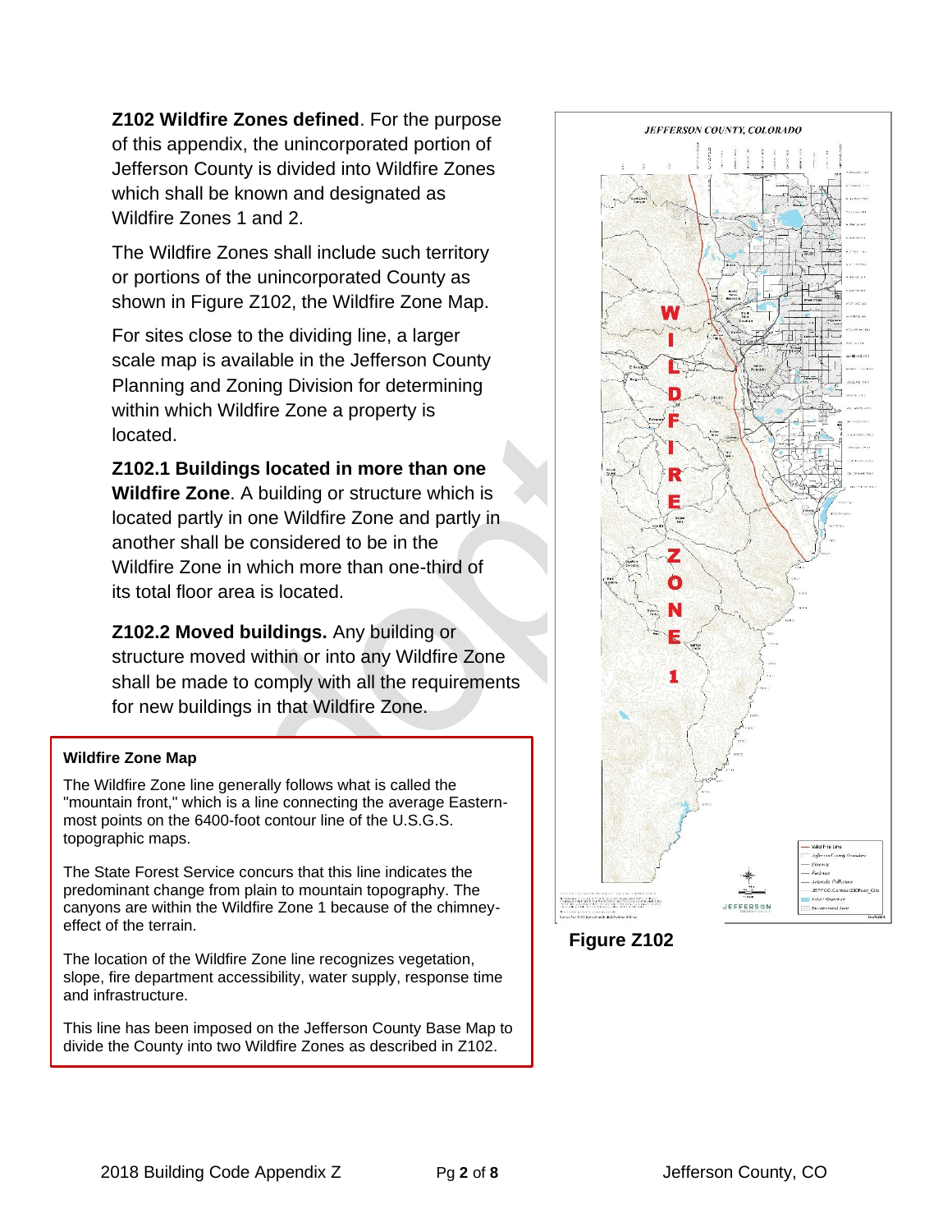**Z102 Wildfire Zones defined**. For the purpose of this appendix, the unincorporated portion of Jefferson County is divided into Wildfire Zones which shall be known and designated as Wildfire Zones 1 and 2.

The Wildfire Zones shall include such territory or portions of the unincorporated County as shown in Figure Z102, the Wildfire Zone Map.

For sites close to the dividing line, a larger scale map is available in the Jefferson County Planning and Zoning Division for determining within which Wildfire Zone a property is located.

**Z102.1 Buildings located in more than one Wildfire Zone**. A building or structure which is located partly in one Wildfire Zone and partly in another Wildfire Zone shall be considered to be in the Wildfire Zone in which more than one-third of its total floor area is located.

**Z102.2 Moved buildings.** Any building or structure moved within or into any Wildfire Zone shall be made to comply with all the requirements for new buildings in that Wildfire Zone.

**Wildfire Zone Map**

The Wildfire Zone line generally follows what is called the "mountain front," which is a line connecting the average Eastern-most points on the 6400-foot contour line of the U.S.G.S. topographic maps.

The State Forest Service concurs that this line indicates the predominant change from plain to mountain topography. The canyons are within the Wildfire Zone 1 because of the chimney-effect of the terrain.

The location of the Wildfire Zone line recognizes vegetation, slope, fire department accessibility, water supply, response time and infrastructure.

This line has been imposed on the Jefferson County Base Map to divide the County into two Wildfire Zones as described in Z102.

Figure Z102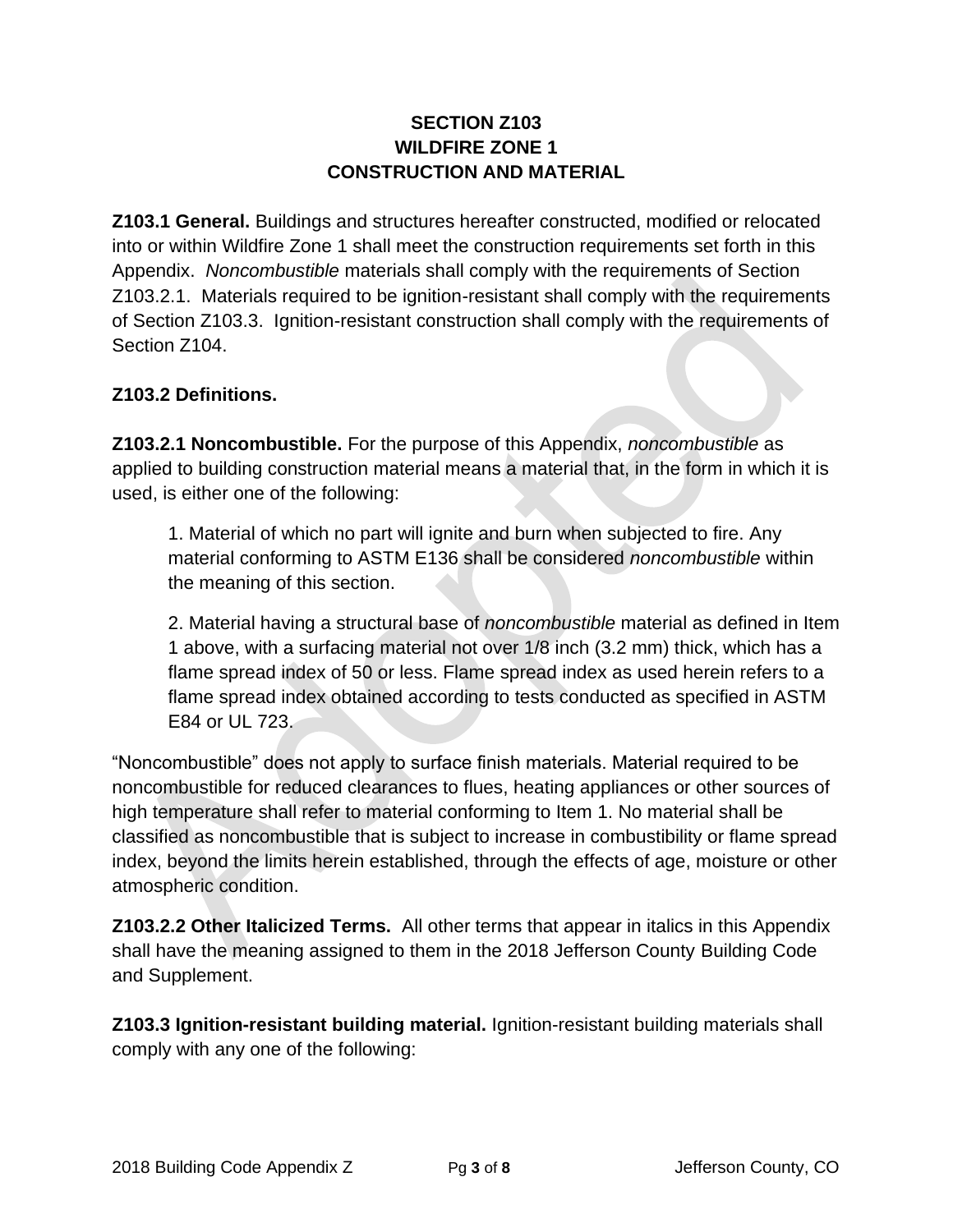## SECTION Z103
## WILDFIRE ZONE 1
## CONSTRUCTION AND MATERIAL

**Z103.1 General.** Buildings and structures hereafter constructed, modified or relocated into or within Wildfire Zone 1 shall meet the construction requirements set forth in this Appendix. *Noncombustible* materials shall comply with the requirements of Section Z103.2.1. Materials required to be ignition-resistant shall comply with the requirements of Section Z103.3. Ignition-resistant construction shall comply with the requirements of Section Z104.

**Z103.2 Definitions.**

**Z103.2.1 Noncombustible.** For the purpose of this Appendix, *noncombustible* as applied to building construction material means a material that, in the form in which it is used, is either one of the following:

1. Material of which no part will ignite and burn when subjected to fire. Any material conforming to ASTM E136 shall be considered *noncombustible* within the meaning of this section.

2. Material having a structural base of *noncombustible* material as defined in Item 1 above, with a surfacing material not over 1/8 inch (3.2 mm) thick, which has a flame spread index of 50 or less. Flame spread index as used herein refers to a flame spread index obtained according to tests conducted as specified in ASTM E84 or UL 723.

"Noncombustible" does not apply to surface finish materials. Material required to be noncombustible for reduced clearances to flues, heating appliances or other sources of high temperature shall refer to material conforming to Item 1. No material shall be classified as noncombustible that is subject to increase in combustibility or flame spread index, beyond the limits herein established, through the effects of age, moisture or other atmospheric condition.

**Z103.2.2 Other Italicized Terms.** All other terms that appear in italics in this Appendix shall have the meaning assigned to them in the 2018 Jefferson County Building Code and Supplement.

**Z103.3 Ignition-resistant building material.** Ignition-resistant building materials shall comply with any one of the following: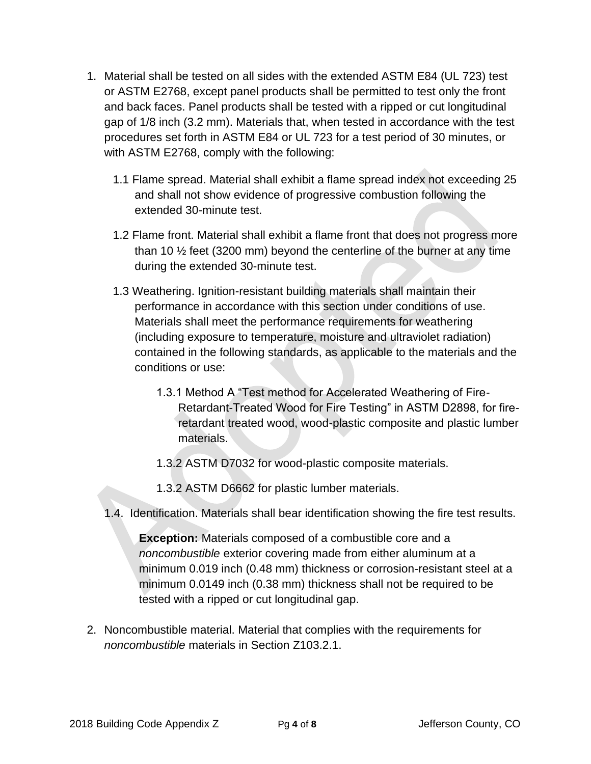1. Material shall be tested on all sides with the extended ASTM E84 (UL 723) test or ASTM E2768, except panel products shall be permitted to test only the front and back faces. Panel products shall be tested with a ripped or cut longitudinal gap of 1/8 inch (3.2 mm). Materials that, when tested in accordance with the test procedures set forth in ASTM E84 or UL 723 for a test period of 30 minutes, or with ASTM E2768, comply with the following:

   1.1 Flame spread. Material shall exhibit a flame spread index not exceeding 25 and shall not show evidence of progressive combustion following the extended 30-minute test.

   1.2 Flame front. Material shall exhibit a flame front that does not progress more than 10 ½ feet (3200 mm) beyond the centerline of the burner at any time during the extended 30-minute test.

   1.3 Weathering. Ignition-resistant building materials shall maintain their performance in accordance with this section under conditions of use. Materials shall meet the performance requirements for weathering (including exposure to temperature, moisture and ultraviolet radiation) contained in the following standards, as applicable to the materials and the conditions or use:

      1.3.1 Method A "Test method for Accelerated Weathering of Fire-Retardant-Treated Wood for Fire Testing" in ASTM D2898, for fire-retardant treated wood, wood-plastic composite and plastic lumber materials.

      1.3.2 ASTM D7032 for wood-plastic composite materials.

      1.3.2 ASTM D6662 for plastic lumber materials.

   1.4. Identification. Materials shall bear identification showing the fire test results.

      **Exception:** Materials composed of a combustible core and a *noncombustible* exterior covering made from either aluminum at a minimum 0.019 inch (0.48 mm) thickness or corrosion-resistant steel at a minimum 0.0149 inch (0.38 mm) thickness shall not be required to be tested with a ripped or cut longitudinal gap.

2. Noncombustible material. Material that complies with the requirements for *noncombustible* materials in Section Z103.2.1.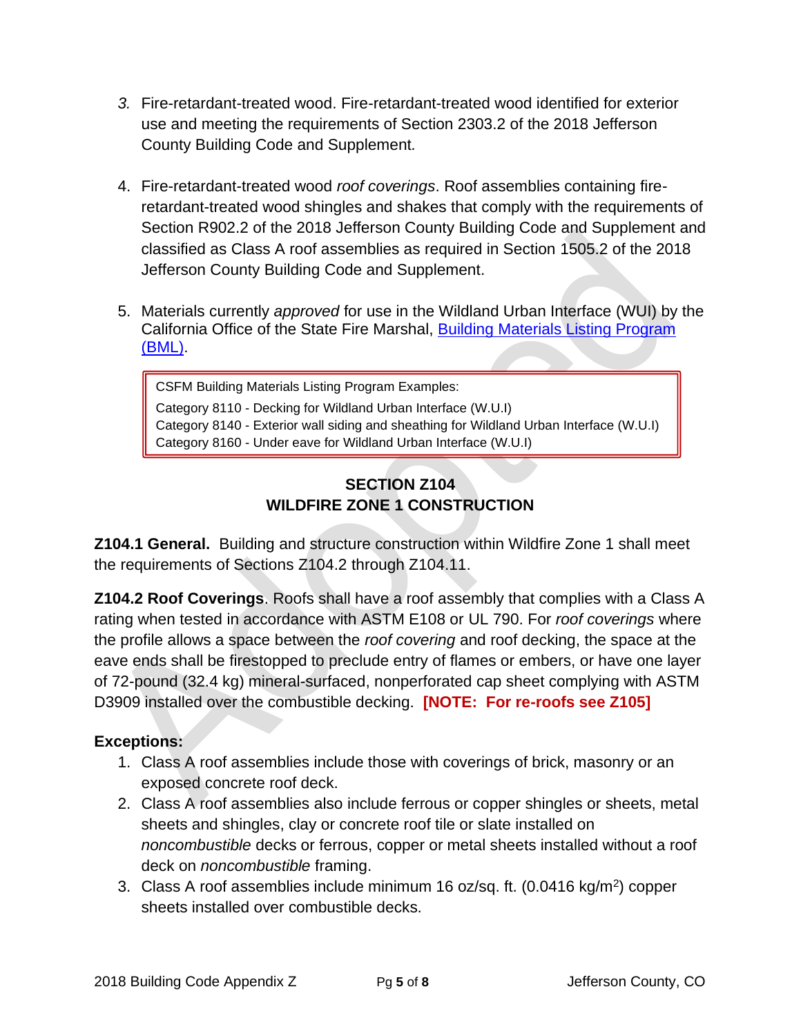3. Fire-retardant-treated wood. Fire-retardant-treated wood identified for exterior use and meeting the requirements of Section 2303.2 of the 2018 Jefferson County Building Code and Supplement.

4. Fire-retardant-treated wood *roof coverings*. Roof assemblies containing fire-retardant-treated wood shingles and shakes that comply with the requirements of Section R902.2 of the 2018 Jefferson County Building Code and Supplement and classified as Class A roof assemblies as required in Section 1505.2 of the 2018 Jefferson County Building Code and Supplement.

5. Materials currently *approved* for use in the Wildland Urban Interface (WUI) by the California Office of the State Fire Marshal, Building Materials Listing Program (BML).

> CSFM Building Materials Listing Program Examples:
>
> Category 8110 - Decking for Wildland Urban Interface (W.U.I)
> Category 8140 - Exterior wall siding and sheathing for Wildland Urban Interface (W.U.I)
> Category 8160 - Under eave for Wildland Urban Interface (W.U.I)

## SECTION Z104
## WILDFIRE ZONE 1 CONSTRUCTION

**Z104.1 General.** Building and structure construction within Wildfire Zone 1 shall meet the requirements of Sections Z104.2 through Z104.11.

**Z104.2 Roof Coverings**. Roofs shall have a roof assembly that complies with a Class A rating when tested in accordance with ASTM E108 or UL 790. For *roof coverings* where the profile allows a space between the *roof covering* and roof decking, the space at the eave ends shall be firestopped to preclude entry of flames or embers, or have one layer of 72-pound (32.4 kg) mineral-surfaced, nonperforated cap sheet complying with ASTM D3909 installed over the combustible decking. **[NOTE: For re-roofs see Z105]**

**Exceptions:**

1. Class A roof assemblies include those with coverings of brick, masonry or an exposed concrete roof deck.
2. Class A roof assemblies also include ferrous or copper shingles or sheets, metal sheets and shingles, clay or concrete roof tile or slate installed on *noncombustible* decks or ferrous, copper or metal sheets installed without a roof deck on *noncombustible* framing.
3. Class A roof assemblies include minimum 16 oz/sq. ft. (0.0416 kg/$m^2$) copper sheets installed over combustible decks.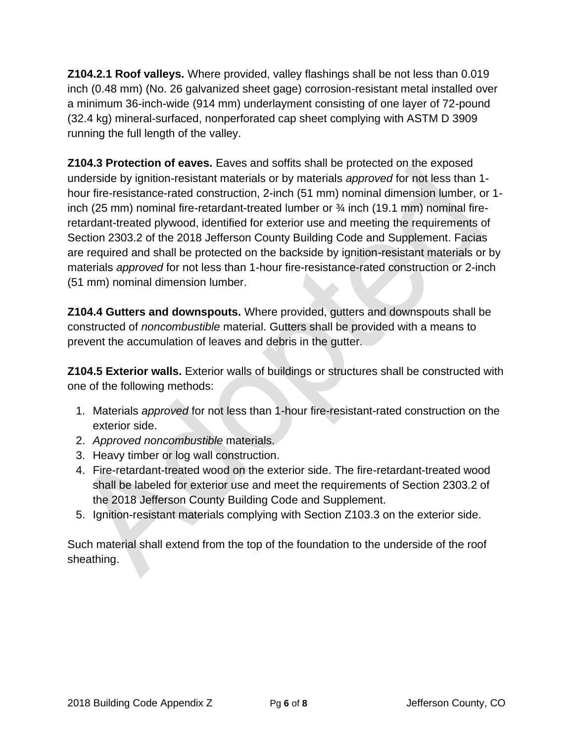**Z104.2.1 Roof valleys.** Where provided, valley flashings shall be not less than 0.019 inch (0.48 mm) (No. 26 galvanized sheet gage) corrosion-resistant metal installed over a minimum 36-inch-wide (914 mm) underlayment consisting of one layer of 72-pound (32.4 kg) mineral-surfaced, nonperforated cap sheet complying with ASTM D 3909 running the full length of the valley.

**Z104.3 Protection of eaves.** Eaves and soffits shall be protected on the exposed underside by ignition-resistant materials or by materials *approved* for not less than 1-hour fire-resistance-rated construction, 2-inch (51 mm) nominal dimension lumber, or 1-inch (25 mm) nominal fire-retardant-treated lumber or ¾ inch (19.1 mm) nominal fire-retardant-treated plywood, identified for exterior use and meeting the requirements of Section 2303.2 of the 2018 Jefferson County Building Code and Supplement. Facias are required and shall be protected on the backside by ignition-resistant materials or by materials *approved* for not less than 1-hour fire-resistance-rated construction or 2-inch (51 mm) nominal dimension lumber.

**Z104.4 Gutters and downspouts.** Where provided, gutters and downspouts shall be constructed of *noncombustible* material. Gutters shall be provided with a means to prevent the accumulation of leaves and debris in the gutter.

**Z104.5 Exterior walls.** Exterior walls of buildings or structures shall be constructed with one of the following methods:

1. Materials *approved* for not less than 1-hour fire-resistant-rated construction on the exterior side.
2. *Approved noncombustible* materials.
3. Heavy timber or log wall construction.
4. Fire-retardant-treated wood on the exterior side. The fire-retardant-treated wood shall be labeled for exterior use and meet the requirements of Section 2303.2 of the 2018 Jefferson County Building Code and Supplement.
5. Ignition-resistant materials complying with Section Z103.3 on the exterior side.

Such material shall extend from the top of the foundation to the underside of the roof sheathing.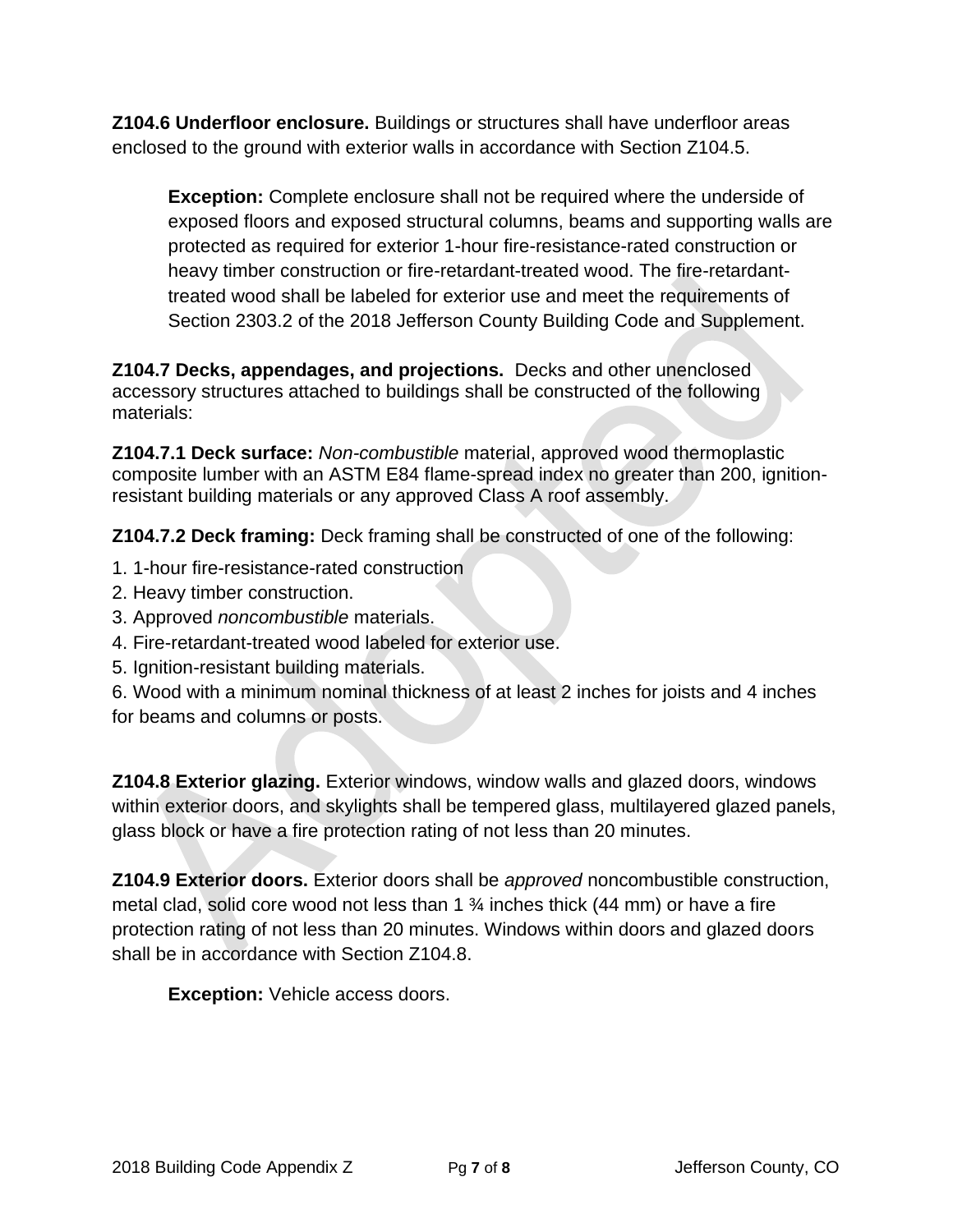**Z104.6 Underfloor enclosure.** Buildings or structures shall have underfloor areas enclosed to the ground with exterior walls in accordance with Section Z104.5.

> **Exception:** Complete enclosure shall not be required where the underside of exposed floors and exposed structural columns, beams and supporting walls are protected as required for exterior 1-hour fire-resistance-rated construction or heavy timber construction or fire-retardant-treated wood. The fire-retardant-treated wood shall be labeled for exterior use and meet the requirements of Section 2303.2 of the 2018 Jefferson County Building Code and Supplement.

**Z104.7 Decks, appendages, and projections.** Decks and other unenclosed accessory structures attached to buildings shall be constructed of the following materials:

**Z104.7.1 Deck surface:** *Non-combustible* material, approved wood thermoplastic composite lumber with an ASTM E84 flame-spread index no greater than 200, ignition-resistant building materials or any approved Class A roof assembly.

**Z104.7.2 Deck framing:** Deck framing shall be constructed of one of the following:

1. 1-hour fire-resistance-rated construction
2. Heavy timber construction.
3. Approved *noncombustible* materials.
4. Fire-retardant-treated wood labeled for exterior use.
5. Ignition-resistant building materials.
6. Wood with a minimum nominal thickness of at least 2 inches for joists and 4 inches for beams and columns or posts.

**Z104.8 Exterior glazing.** Exterior windows, window walls and glazed doors, windows within exterior doors, and skylights shall be tempered glass, multilayered glazed panels, glass block or have a fire protection rating of not less than 20 minutes.

**Z104.9 Exterior doors.** Exterior doors shall be *approved* noncombustible construction, metal clad, solid core wood not less than 1 ¾ inches thick (44 mm) or have a fire protection rating of not less than 20 minutes. Windows within doors and glazed doors shall be in accordance with Section Z104.8.

> **Exception:** Vehicle access doors.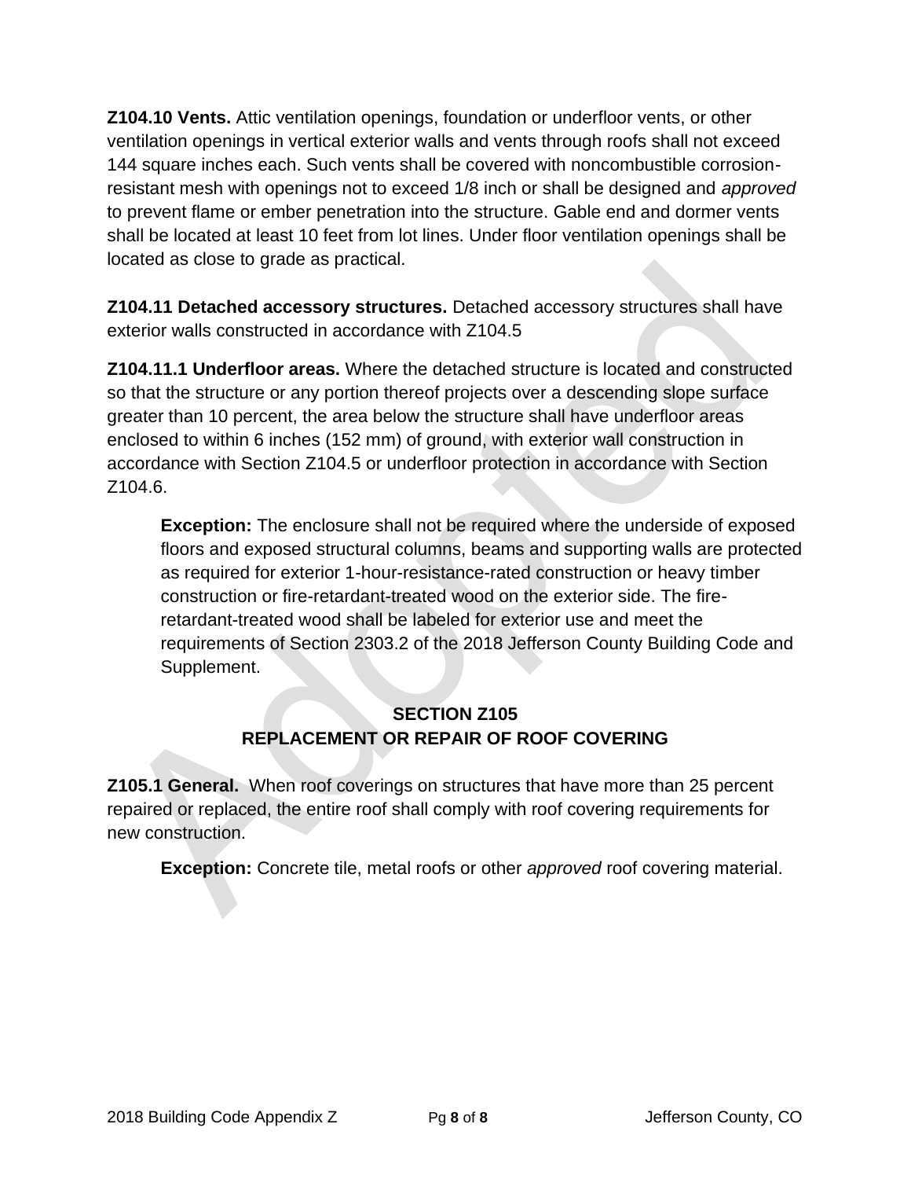**Z104.10 Vents.** Attic ventilation openings, foundation or underfloor vents, or other ventilation openings in vertical exterior walls and vents through roofs shall not exceed 144 square inches each. Such vents shall be covered with noncombustible corrosion-resistant mesh with openings not to exceed 1/8 inch or shall be designed and *approved* to prevent flame or ember penetration into the structure. Gable end and dormer vents shall be located at least 10 feet from lot lines. Under floor ventilation openings shall be located as close to grade as practical.

**Z104.11 Detached accessory structures.** Detached accessory structures shall have exterior walls constructed in accordance with Z104.5

**Z104.11.1 Underfloor areas.** Where the detached structure is located and constructed so that the structure or any portion thereof projects over a descending slope surface greater than 10 percent, the area below the structure shall have underfloor areas enclosed to within 6 inches (152 mm) of ground, with exterior wall construction in accordance with Section Z104.5 or underfloor protection in accordance with Section Z104.6.

> **Exception:** The enclosure shall not be required where the underside of exposed floors and exposed structural columns, beams and supporting walls are protected as required for exterior 1-hour-resistance-rated construction or heavy timber construction or fire-retardant-treated wood on the exterior side. The fire-retardant-treated wood shall be labeled for exterior use and meet the requirements of Section 2303.2 of the 2018 Jefferson County Building Code and Supplement.

## SECTION Z105
## REPLACEMENT OR REPAIR OF ROOF COVERING

**Z105.1 General.** When roof coverings on structures that have more than 25 percent repaired or replaced, the entire roof shall comply with roof covering requirements for new construction.

> **Exception:** Concrete tile, metal roofs or other *approved* roof covering material.